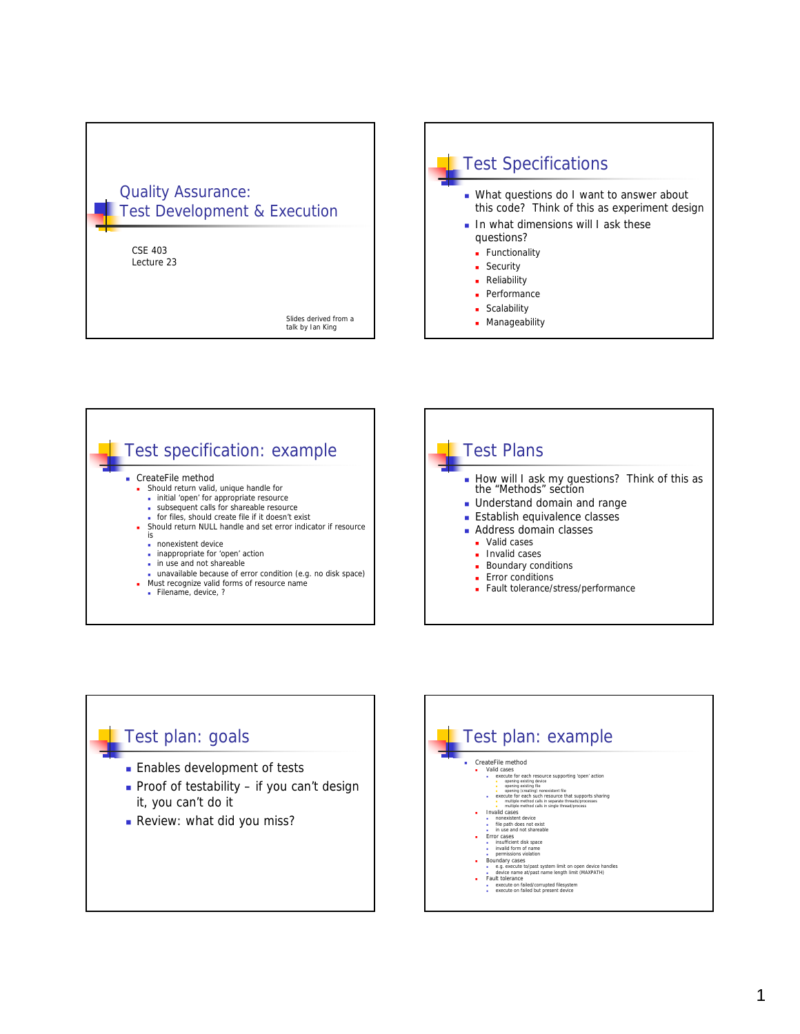# Quality Assurance: Test Development & Execution

CSE 403
Lecture 23

Slides derived from a talk by Ian King

## Test Specifications

- What questions do I want to answer about this code? Think of this as experiment design
- In what dimensions will I ask these questions?
  - Functionality
  - Security
  - Reliability
  - Performance
  - Scalability
  - Manageability

## Test specification: example

- CreateFile method
  - Should return valid, unique handle for
    - initial 'open' for appropriate resource
    - subsequent calls for shareable resource
    - for files, should create file if it doesn't exist
  - Should return NULL handle and set error indicator if resource is
    - nonexistent device
    - inappropriate for 'open' action
    - in use and not shareable
    - unavailable because of error condition (e.g. no disk space)
  - Must recognize valid forms of resource name
    - Filename, device, ?

## Test Plans

- How will I ask my questions? Think of this as the "Methods" section
- Understand domain and range
- Establish equivalence classes
- Address domain classes
  - Valid cases
  - Invalid cases
  - Boundary conditions
  - Error conditions
  - Fault tolerance/stress/performance

## Test plan: goals

- Enables development of tests
- Proof of testability – if you can't design it, you can't do it
- Review: what did you miss?

## Test plan: example

- CreateFile method
  - Valid cases
    - execute for each resource supporting 'open' action
      - opening existing device
      - opening existing file
      - opening (creating) nonexistent file
    - execute for each such resource that supports sharing
      - multiple method calls in separate threads/processes
      - multiple method calls in single thread/process
  - Invalid cases
    - nonexistent device
    - file path does not exist
    - in use and not shareable
  - Error cases
    - insufficient disk space
    - invalid form of name
    - permissions violation
  - Boundary cases
    - e.g. execute to/past system limit on open device handles
    - device name at/past name length limit (MAXPATH)
  - Fault tolerance
    - execute on failed/corrupted filesystem
    - execute on failed but present device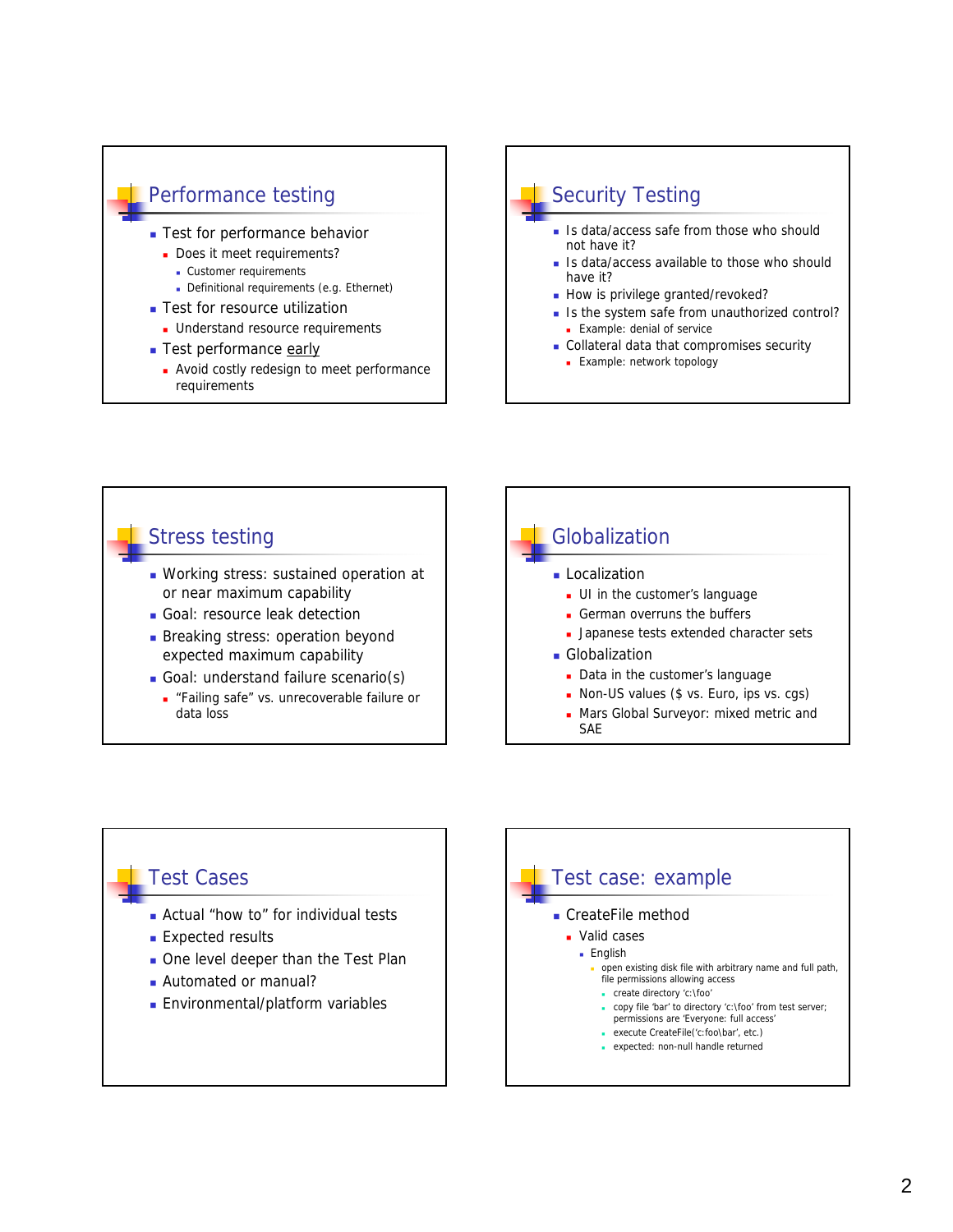## Performance testing

- Test for performance behavior
  - Does it meet requirements?
    - Customer requirements
    - Definitional requirements (e.g. Ethernet)
- Test for resource utilization
  - Understand resource requirements
- Test performance early
  - Avoid costly redesign to meet performance requirements

## Security Testing

- Is data/access safe from those who should not have it?
- Is data/access available to those who should have it?
- How is privilege granted/revoked?
- Is the system safe from unauthorized control?
  - Example: denial of service
- Collateral data that compromises security
  - Example: network topology

## Stress testing

- Working stress: sustained operation at or near maximum capability
- Goal: resource leak detection
- Breaking stress: operation beyond expected maximum capability
- Goal: understand failure scenario(s)
  - "Failing safe" vs. unrecoverable failure or data loss

## Globalization

- Localization
  - UI in the customer's language
  - German overruns the buffers
  - Japanese tests extended character sets
- Globalization
  - Data in the customer's language
  - Non-US values ($ vs. Euro, ips vs. cgs)
  - Mars Global Surveyor: mixed metric and SAE

## Test Cases

- Actual "how to" for individual tests
- Expected results
- One level deeper than the Test Plan
- Automated or manual?
- Environmental/platform variables

## Test case: example

- CreateFile method
  - Valid cases
    - English
      - open existing disk file with arbitrary name and full path, file permissions allowing access
        - create directory 'c:\foo'
        - copy file 'bar' to directory 'c:\foo' from test server; permissions are 'Everyone: full access'
        - execute CreateFile('c:\foo\bar', etc.)
        - expected: non-null handle returned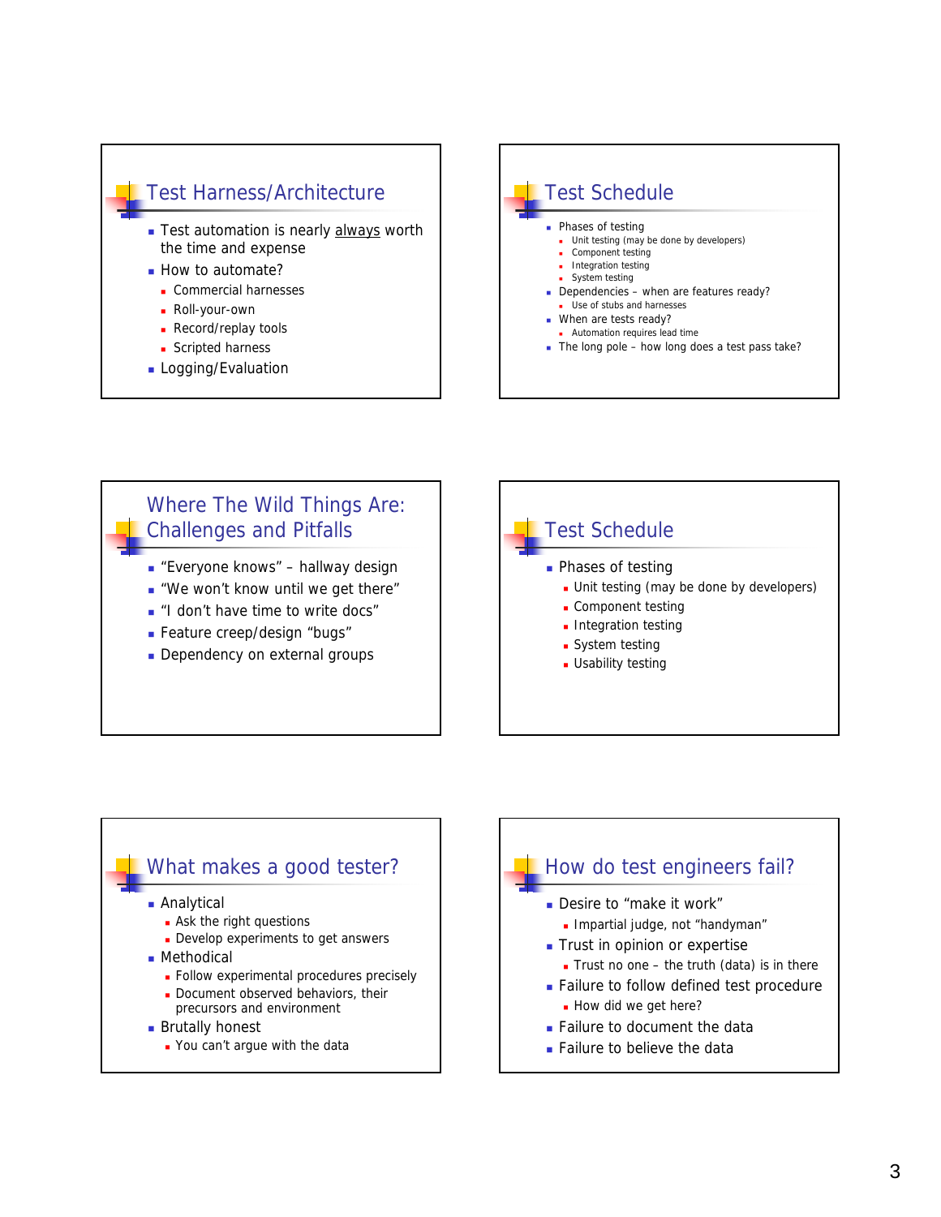## Test Harness/Architecture

- Test automation is nearly always worth the time and expense
- How to automate?
  - Commercial harnesses
  - Roll-your-own
  - Record/replay tools
  - Scripted harness
- Logging/Evaluation

## Test Schedule

- Phases of testing
  - Unit testing (may be done by developers)
  - Component testing
  - Integration testing
  - System testing
- Dependencies – when are features ready?
  - Use of stubs and harnesses
- When are tests ready?
  - Automation requires lead time
- The long pole – how long does a test pass take?

## Where The Wild Things Are: Challenges and Pitfalls

- "Everyone knows" – hallway design
- "We won't know until we get there"
- "I don't have time to write docs"
- Feature creep/design "bugs"
- Dependency on external groups

## Test Schedule

- Phases of testing
  - Unit testing (may be done by developers)
  - Component testing
  - Integration testing
  - System testing
  - Usability testing

## What makes a good tester?

- Analytical
  - Ask the right questions
  - Develop experiments to get answers
- Methodical
  - Follow experimental procedures precisely
  - Document observed behaviors, their precursors and environment
- Brutally honest
  - You can't argue with the data

## How do test engineers fail?

- Desire to "make it work"
  - Impartial judge, not "handyman"
- Trust in opinion or expertise
  - Trust no one – the truth (data) is in there
- Failure to follow defined test procedure
  - How did we get here?
- Failure to document the data
- Failure to believe the data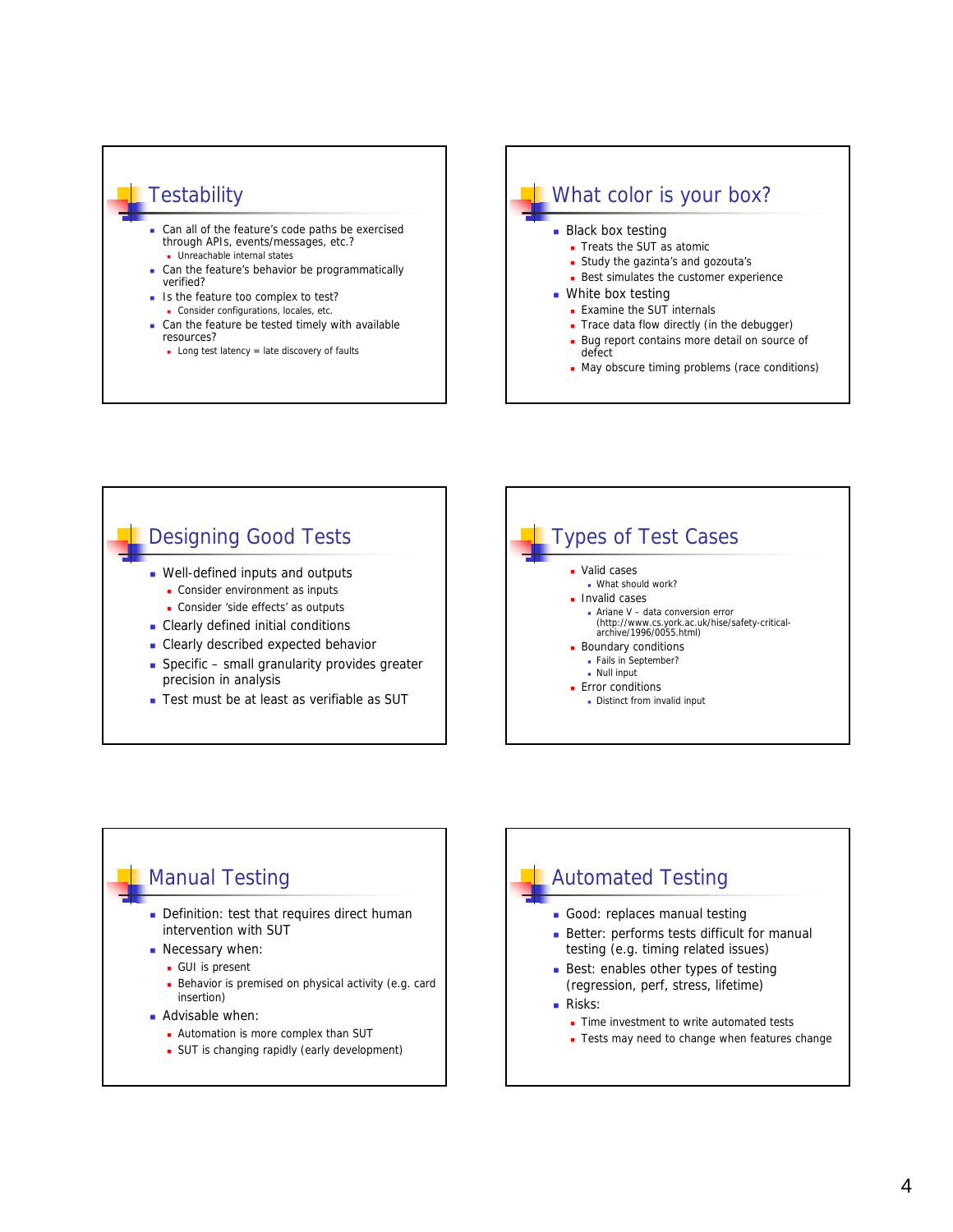## Testability

- Can all of the feature's code paths be exercised through APIs, events/messages, etc.?
  - Unreachable internal states
- Can the feature's behavior be programmatically verified?
- Is the feature too complex to test?
  - Consider configurations, locales, etc.
- Can the feature be tested timely with available resources?
  - Long test latency = late discovery of faults

## What color is your box?

- Black box testing
  - Treats the SUT as atomic
  - Study the gazinta's and gozouta's
  - Best simulates the customer experience
- White box testing
  - Examine the SUT internals
  - Trace data flow directly (in the debugger)
  - Bug report contains more detail on source of defect
  - May obscure timing problems (race conditions)

## Designing Good Tests

- Well-defined inputs and outputs
  - Consider environment as inputs
  - Consider 'side effects' as outputs
- Clearly defined initial conditions
- Clearly described expected behavior
- Specific – small granularity provides greater precision in analysis
- Test must be at least as verifiable as SUT

## Types of Test Cases

- Valid cases
  - What should work?
- Invalid cases
  - Ariane V – data conversion error (http://www.cs.york.ac.uk/hise/safety-critical-archive/1996/0055.html)
- Boundary conditions
  - Fails in September?
  - Null input
- Error conditions
  - Distinct from invalid input

## Manual Testing

- Definition: test that requires direct human intervention with SUT
- Necessary when:
  - GUI is present
  - Behavior is premised on physical activity (e.g. card insertion)
- Advisable when:
  - Automation is more complex than SUT
  - SUT is changing rapidly (early development)

## Automated Testing

- Good: replaces manual testing
- Better: performs tests difficult for manual testing (e.g. timing related issues)
- Best: enables other types of testing (regression, perf, stress, lifetime)
- Risks:
  - Time investment to write automated tests
  - Tests may need to change when features change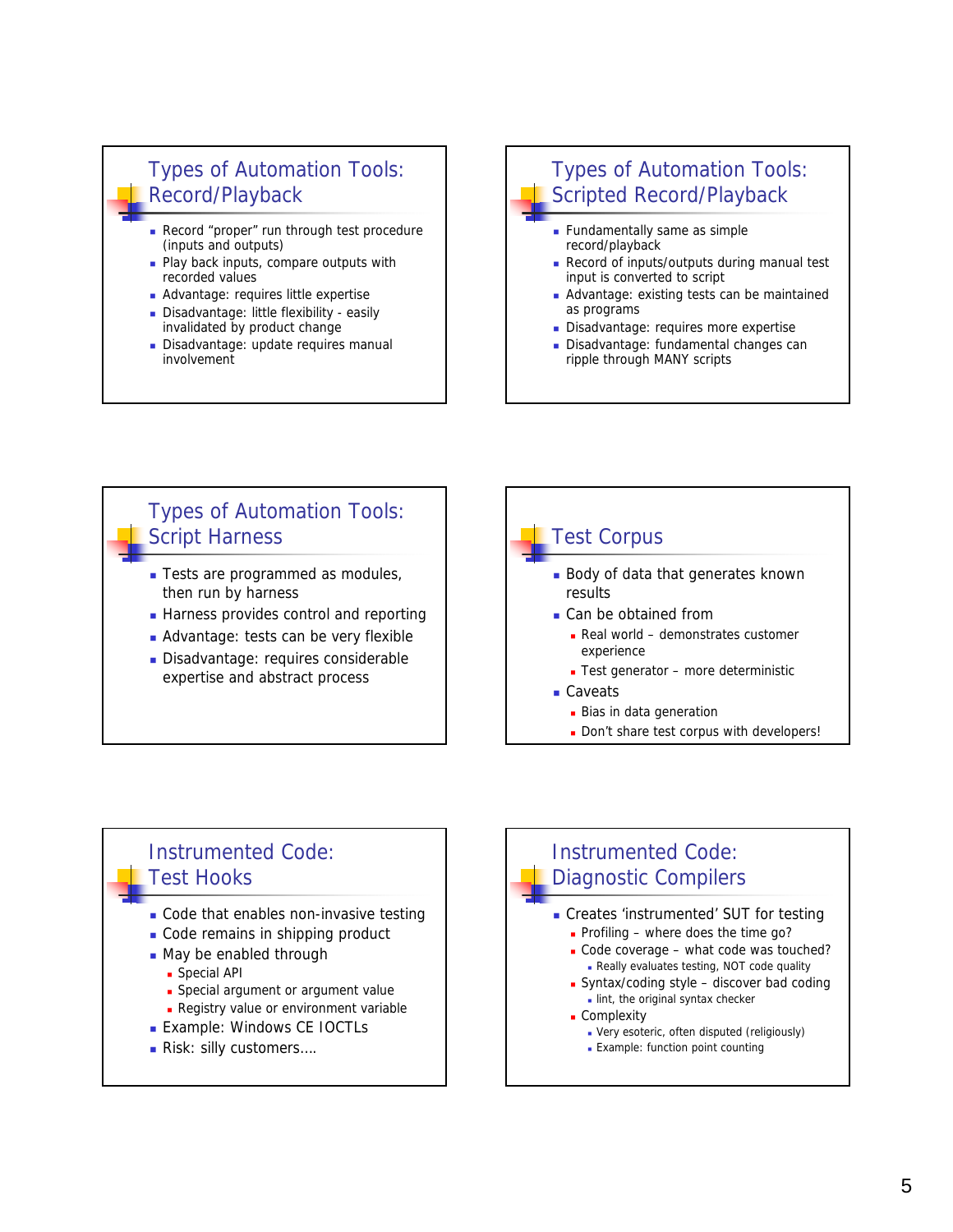## Types of Automation Tools: Record/Playback

- Record "proper" run through test procedure (inputs and outputs)
- Play back inputs, compare outputs with recorded values
- Advantage: requires little expertise
- Disadvantage: little flexibility - easily invalidated by product change
- Disadvantage: update requires manual involvement

## Types of Automation Tools: Scripted Record/Playback

- Fundamentally same as simple record/playback
- Record of inputs/outputs during manual test input is converted to script
- Advantage: existing tests can be maintained as programs
- Disadvantage: requires more expertise
- Disadvantage: fundamental changes can ripple through MANY scripts

## Types of Automation Tools: Script Harness

- Tests are programmed as modules, then run by harness
- Harness provides control and reporting
- Advantage: tests can be very flexible
- Disadvantage: requires considerable expertise and abstract process

## Test Corpus

- Body of data that generates known results
- Can be obtained from
  - Real world – demonstrates customer experience
  - Test generator – more deterministic
- Caveats
  - Bias in data generation
  - Don't share test corpus with developers!

## Instrumented Code: Test Hooks

- Code that enables non-invasive testing
- Code remains in shipping product
- May be enabled through
  - Special API
  - Special argument or argument value
  - Registry value or environment variable
- Example: Windows CE IOCTLs
- Risk: silly customers….

## Instrumented Code: Diagnostic Compilers

- Creates 'instrumented' SUT for testing
  - Profiling – where does the time go?
  - Code coverage – what code was touched?
    - Really evaluates testing, NOT code quality
  - Syntax/coding style – discover bad coding
    - lint, the original syntax checker
  - Complexity
    - Very esoteric, often disputed (religiously)
    - Example: function point counting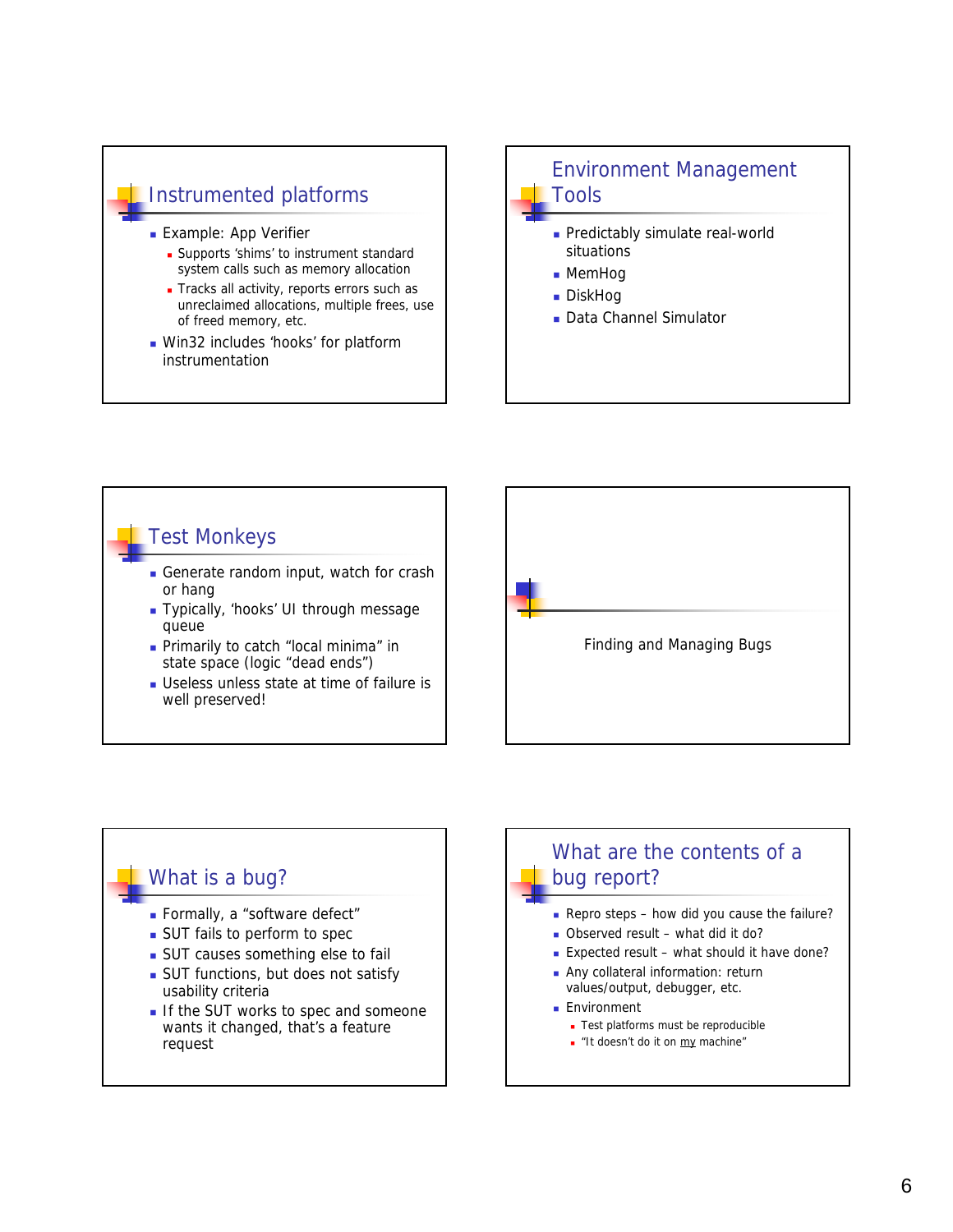## Instrumented platforms

- Example: App Verifier
  - Supports 'shims' to instrument standard system calls such as memory allocation
  - Tracks all activity, reports errors such as unreclaimed allocations, multiple frees, use of freed memory, etc.
- Win32 includes 'hooks' for platform instrumentation

## Environment Management Tools

- Predictably simulate real-world situations
- MemHog
- DiskHog
- Data Channel Simulator

## Test Monkeys

- Generate random input, watch for crash or hang
- Typically, 'hooks' UI through message queue
- Primarily to catch "local minima" in state space (logic "dead ends")
- Useless unless state at time of failure is well preserved!

## Finding and Managing Bugs

## What is a bug?

- Formally, a "software defect"
- SUT fails to perform to spec
- SUT causes something else to fail
- SUT functions, but does not satisfy usability criteria
- If the SUT works to spec and someone wants it changed, that's a feature request

## What are the contents of a bug report?

- Repro steps – how did you cause the failure?
- Observed result – what did it do?
- Expected result – what should it have done?
- Any collateral information: return values/output, debugger, etc.
- Environment
  - Test platforms must be reproducible
  - "It doesn't do it on my machine"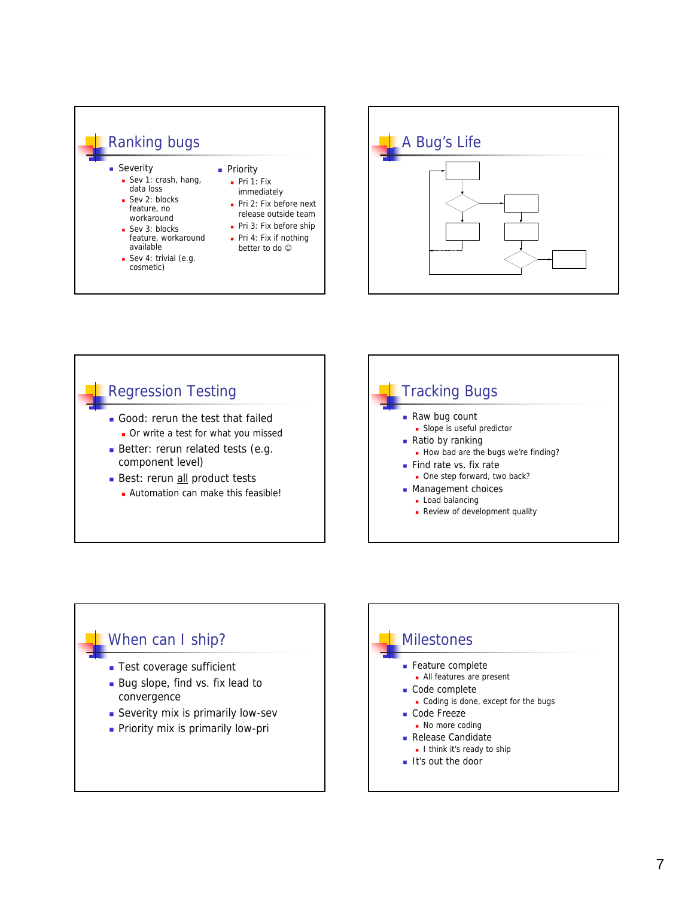## Ranking bugs

- Severity
  - Sev 1: crash, hang, data loss
  - Sev 2: blocks feature, no workaround
  - Sev 3: blocks feature, workaround available
  - Sev 4: trivial (e.g. cosmetic)
- Priority
  - Pri 1: Fix immediately
  - Pri 2: Fix before next release outside team
  - Pri 3: Fix before ship
  - Pri 4: Fix if nothing better to do ☺

## A Bug's Life

## Regression Testing

- Good: rerun the test that failed
  - Or write a test for what you missed
- Better: rerun related tests (e.g. component level)
- Best: rerun <u>all</u> product tests
  - Automation can make this feasible!

## Tracking Bugs

- Raw bug count
  - Slope is useful predictor
- Ratio by ranking
  - How bad are the bugs we're finding?
- Find rate vs. fix rate
  - One step forward, two back?
- Management choices
  - Load balancing
  - Review of development quality

## When can I ship?

- Test coverage sufficient
- Bug slope, find vs. fix lead to convergence
- Severity mix is primarily low-sev
- Priority mix is primarily low-pri

## Milestones

- Feature complete
  - All features are present
- Code complete
  - Coding is done, except for the bugs
- Code Freeze
  - No more coding
- Release Candidate
  - I think it's ready to ship
- It's out the door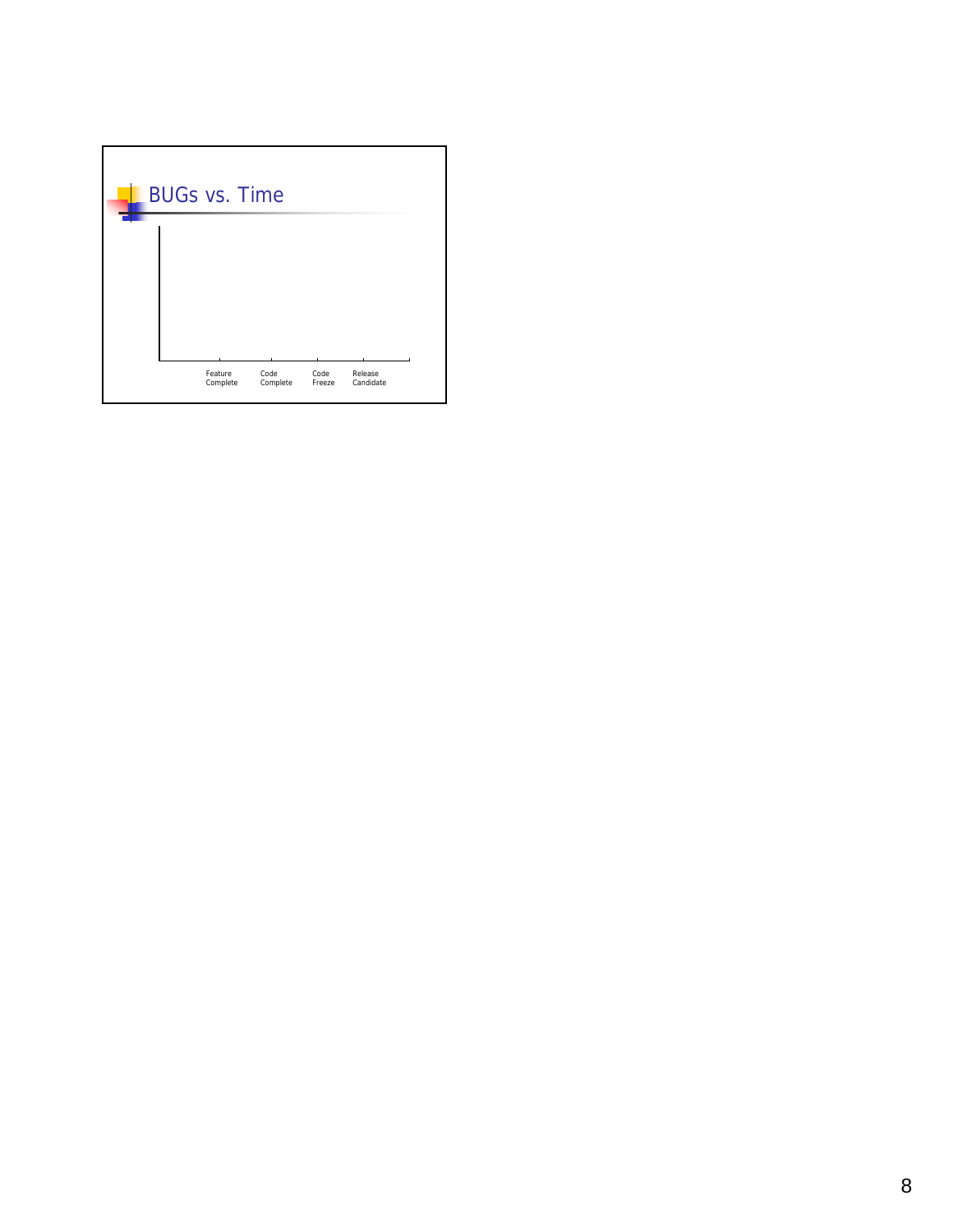# BUGs vs. Time

Feature Complete

Code Complete

Code Freeze

Release Candidate